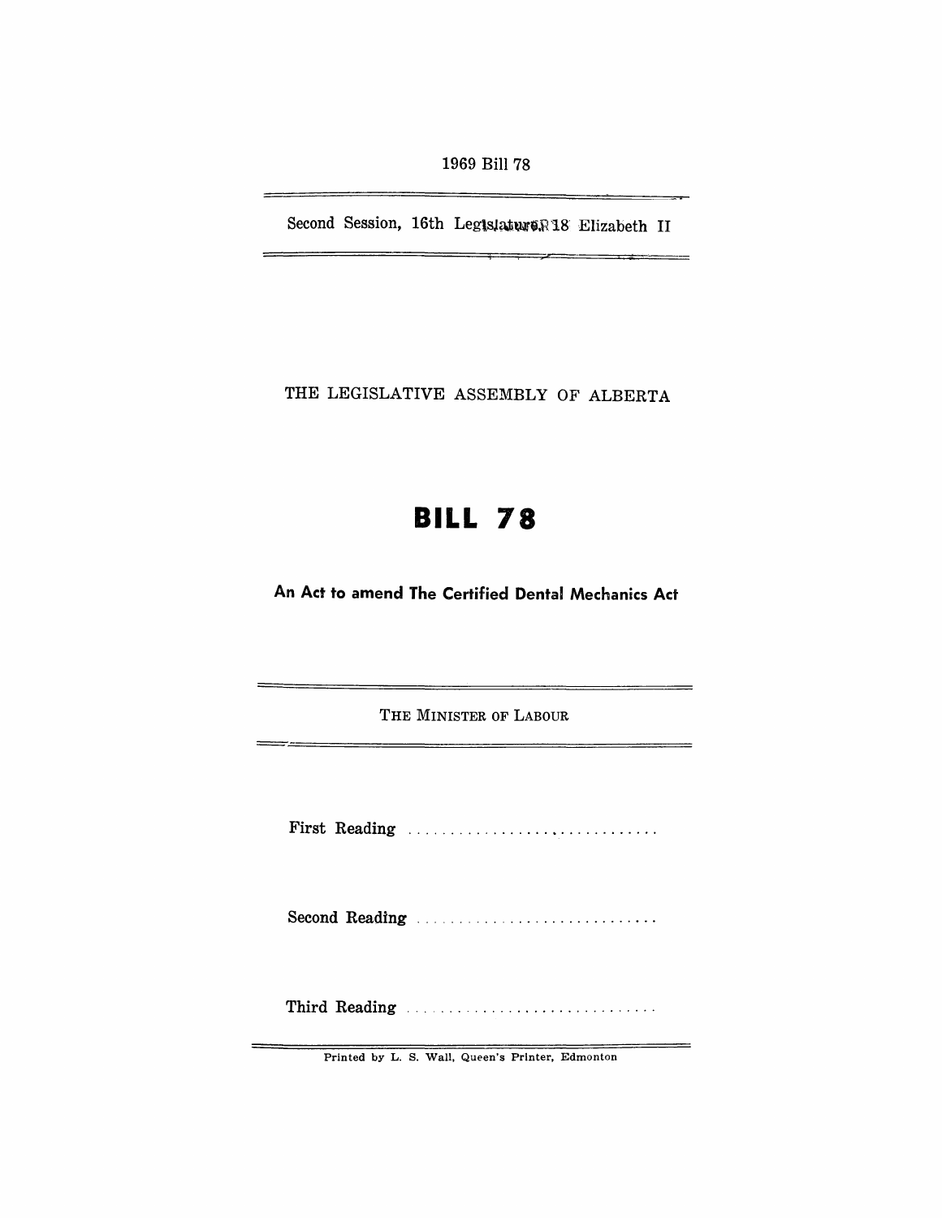1969 Bill 78

Second Session, 16th Legislature, 18 Elizabeth II

THE LEGISLATIVE ASSEMBLY OF ALBERTA

# BILL 78

## An Act to amend The Certified Dental Mechanics Act

THE MINISTER OF LABOUR

First Reading . . . . . . . . . . . . . . . . . . . . . . . . . . . . . . . . . .

Second Reading . . . . . . . . . . . . . . . . . . . . . . . . . . . . . . .

Third Reading . . . . . . . . . . . . . . . . . . . . . . . . . . . . . . . . .

Printed by L. S. Wall, Queen's Printer, Edmonton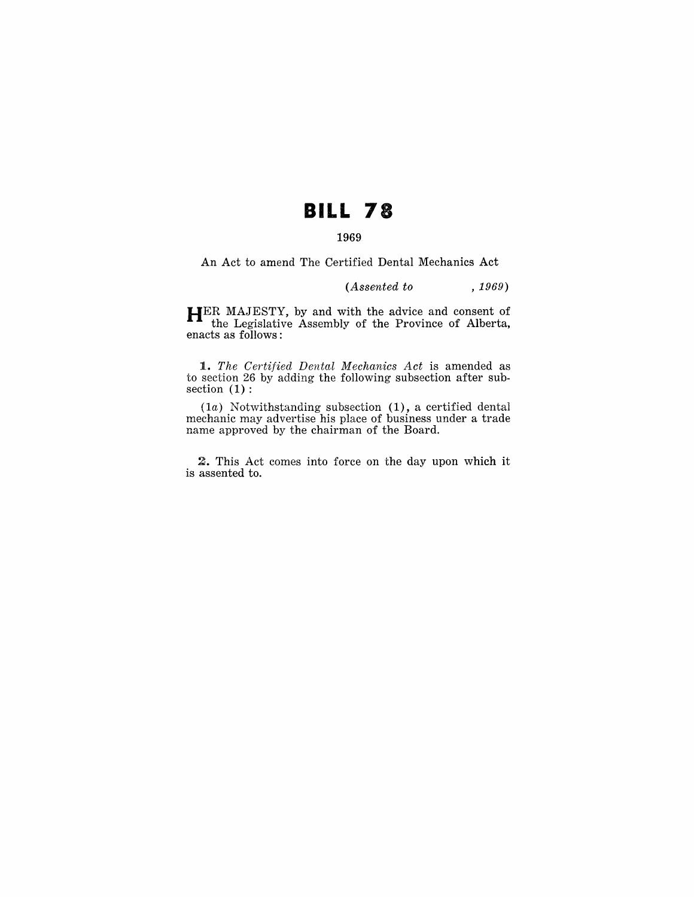# BILL 78

1969

An Act to amend The Certified Dental Mechanics Act

*(Assented to , 1969)*

HER MAJESTY, by and with the advice and consent of the Legislative Assembly of the Province of Alberta, enacts as follows:

**1.** *The Certified Dental Mechanics Act* is amended as to section 26 by adding the following subsection after subsection (1):

(1*a*) Notwithstanding subsection (1), a certified dental mechanic may advertise his place of business under a trade name approved by the chairman of the Board.

**2.** This Act comes into force on the day upon which it is assented to.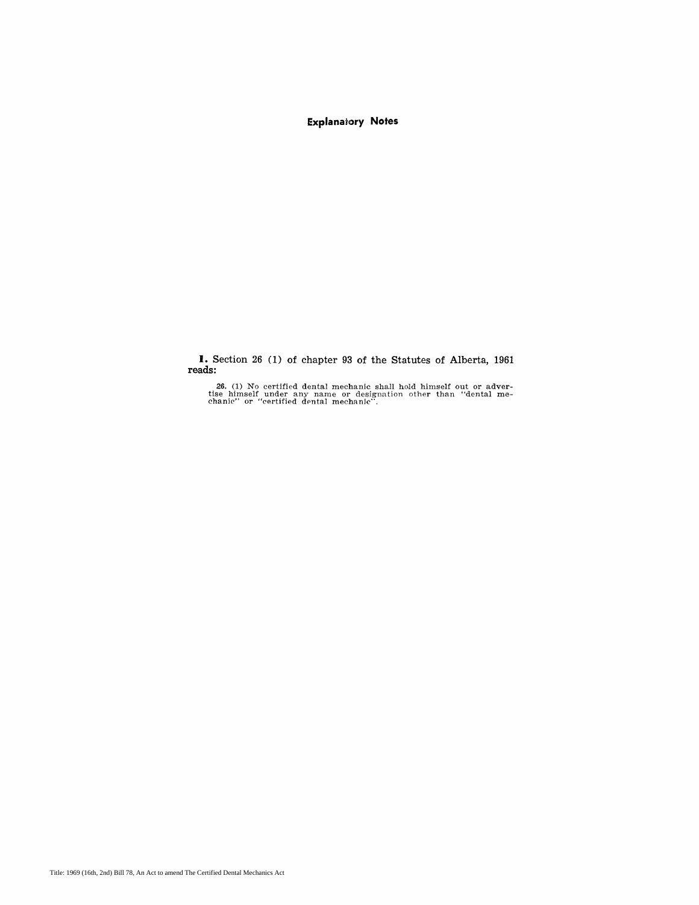## Explanatory Notes

**1.** Section 26 (1) of chapter 93 of the Statutes of Alberta, 1961 reads:

> **26.** (1) No certified dental mechanic shall hold himself out or advertise himself under any name or designation other than "dental mechanic" or "certified dental mechanic".